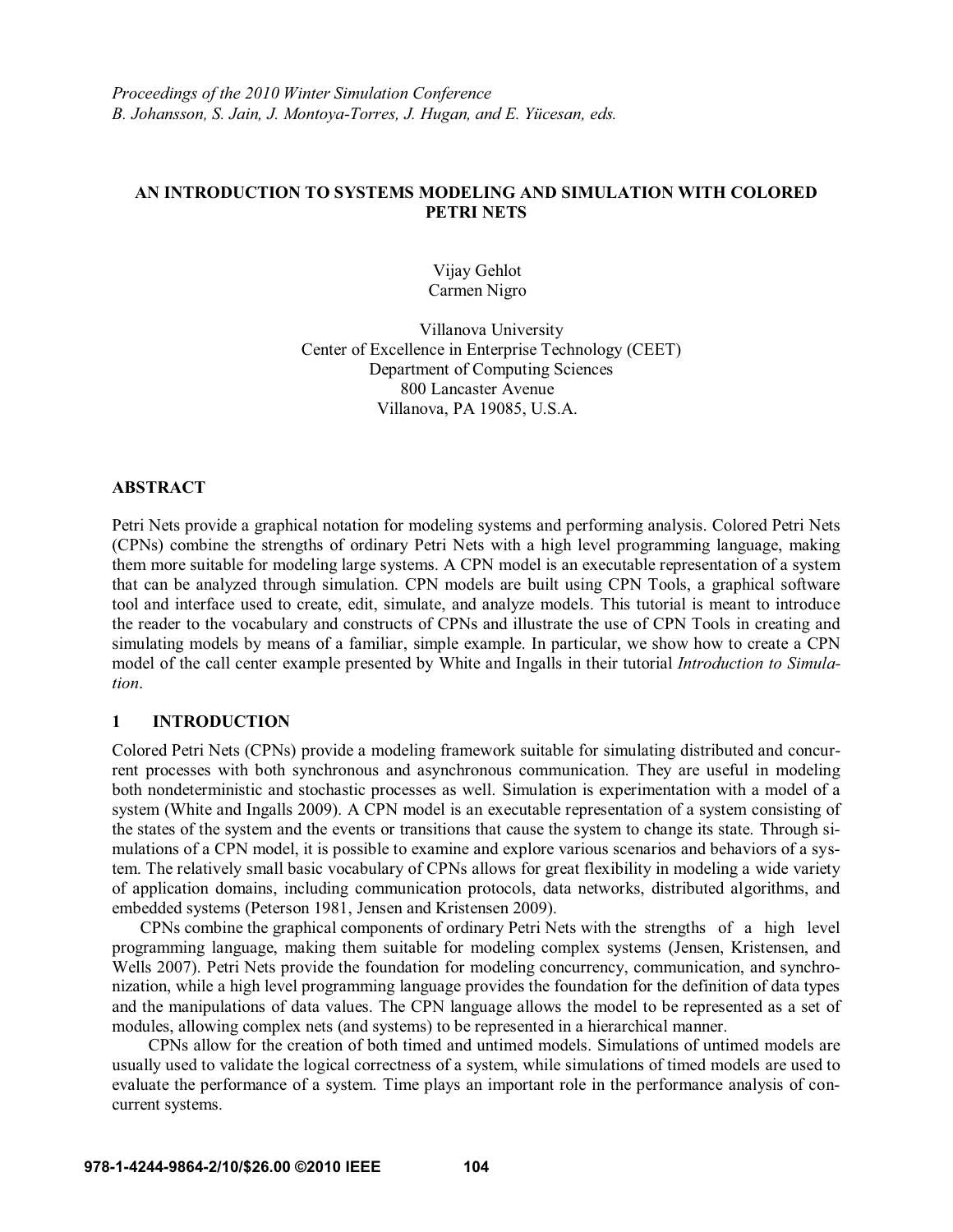*Proceedings of the 2010 Winter Simulation Conference*
*B. Johansson, S. Jain, J. Montoya-Torres, J. Hugan, and E. Yücesan, eds.*

# AN INTRODUCTION TO SYSTEMS MODELING AND SIMULATION WITH COLORED PETRI NETS

Vijay Gehlot
Carmen Nigro

Villanova University
Center of Excellence in Enterprise Technology (CEET)
Department of Computing Sciences
800 Lancaster Avenue
Villanova, PA 19085, U.S.A.

## ABSTRACT

Petri Nets provide a graphical notation for modeling systems and performing analysis. Colored Petri Nets (CPNs) combine the strengths of ordinary Petri Nets with a high level programming language, making them more suitable for modeling large systems. A CPN model is an executable representation of a system that can be analyzed through simulation. CPN models are built using CPN Tools, a graphical software tool and interface used to create, edit, simulate, and analyze models. This tutorial is meant to introduce the reader to the vocabulary and constructs of CPNs and illustrate the use of CPN Tools in creating and simulating models by means of a familiar, simple example. In particular, we show how to create a CPN model of the call center example presented by White and Ingalls in their tutorial *Introduction to Simulation*.

## 1 INTRODUCTION

Colored Petri Nets (CPNs) provide a modeling framework suitable for simulating distributed and concurrent processes with both synchronous and asynchronous communication. They are useful in modeling both nondeterministic and stochastic processes as well. Simulation is experimentation with a model of a system (White and Ingalls 2009). A CPN model is an executable representation of a system consisting of the states of the system and the events or transitions that cause the system to change its state. Through simulations of a CPN model, it is possible to examine and explore various scenarios and behaviors of a system. The relatively small basic vocabulary of CPNs allows for great flexibility in modeling a wide variety of application domains, including communication protocols, data networks, distributed algorithms, and embedded systems (Peterson 1981, Jensen and Kristensen 2009).

CPNs combine the graphical components of ordinary Petri Nets with the strengths of a high level programming language, making them suitable for modeling complex systems (Jensen, Kristensen, and Wells 2007). Petri Nets provide the foundation for modeling concurrency, communication, and synchronization, while a high level programming language provides the foundation for the definition of data types and the manipulations of data values. The CPN language allows the model to be represented as a set of modules, allowing complex nets (and systems) to be represented in a hierarchical manner.

CPNs allow for the creation of both timed and untimed models. Simulations of untimed models are usually used to validate the logical correctness of a system, while simulations of timed models are used to evaluate the performance of a system. Time plays an important role in the performance analysis of concurrent systems.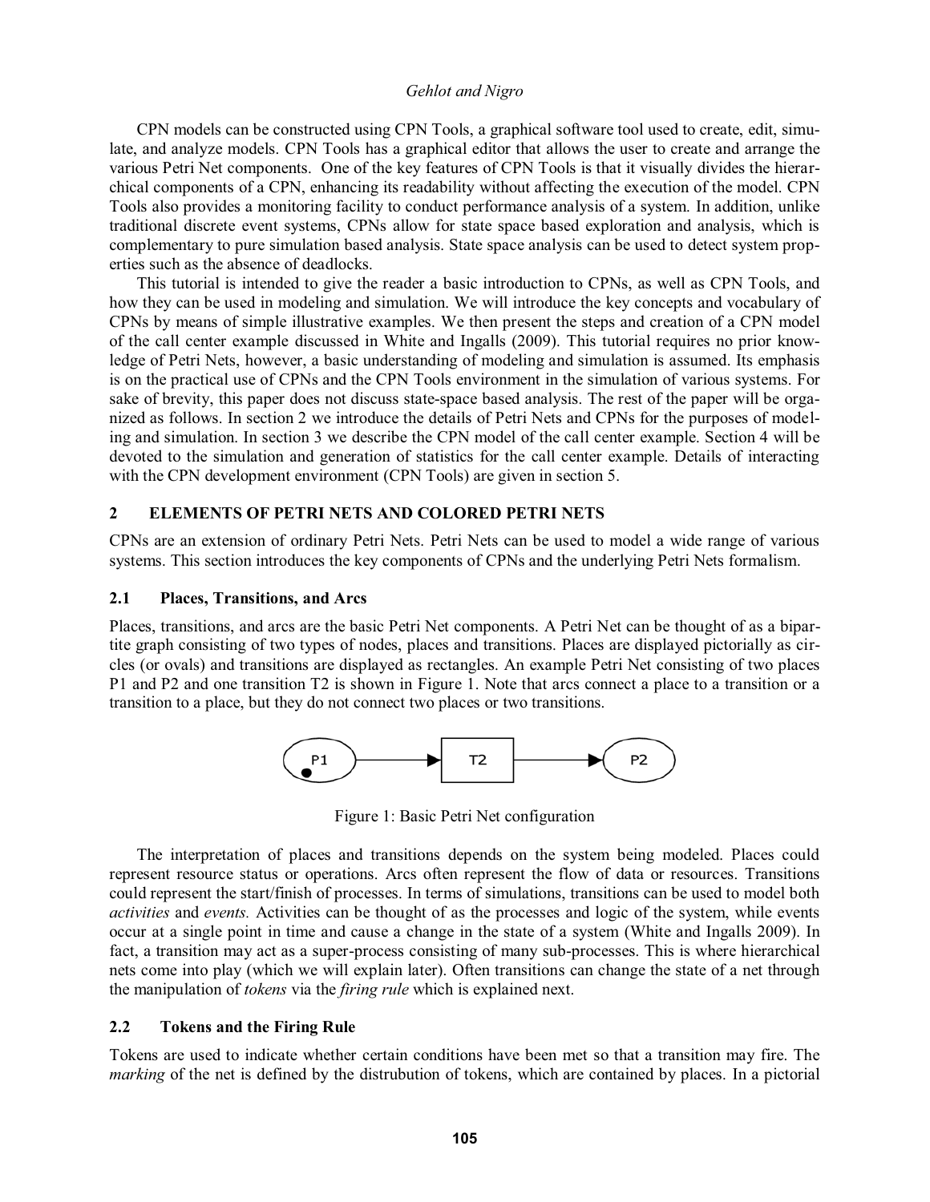CPN models can be constructed using CPN Tools, a graphical software tool used to create, edit, simulate, and analyze models. CPN Tools has a graphical editor that allows the user to create and arrange the various Petri Net components. One of the key features of CPN Tools is that it visually divides the hierarchical components of a CPN, enhancing its readability without affecting the execution of the model. CPN Tools also provides a monitoring facility to conduct performance analysis of a system. In addition, unlike traditional discrete event systems, CPNs allow for state space based exploration and analysis, which is complementary to pure simulation based analysis. State space analysis can be used to detect system properties such as the absence of deadlocks.

This tutorial is intended to give the reader a basic introduction to CPNs, as well as CPN Tools, and how they can be used in modeling and simulation. We will introduce the key concepts and vocabulary of CPNs by means of simple illustrative examples. We then present the steps and creation of a CPN model of the call center example discussed in White and Ingalls (2009). This tutorial requires no prior knowledge of Petri Nets, however, a basic understanding of modeling and simulation is assumed. Its emphasis is on the practical use of CPNs and the CPN Tools environment in the simulation of various systems. For sake of brevity, this paper does not discuss state-space based analysis. The rest of the paper will be organized as follows. In section 2 we introduce the details of Petri Nets and CPNs for the purposes of modeling and simulation. In section 3 we describe the CPN model of the call center example. Section 4 will be devoted to the simulation and generation of statistics for the call center example. Details of interacting with the CPN development environment (CPN Tools) are given in section 5.

## 2 ELEMENTS OF PETRI NETS AND COLORED PETRI NETS

CPNs are an extension of ordinary Petri Nets. Petri Nets can be used to model a wide range of various systems. This section introduces the key components of CPNs and the underlying Petri Nets formalism.

### 2.1 Places, Transitions, and Arcs

Places, transitions, and arcs are the basic Petri Net components. A Petri Net can be thought of as a bipartite graph consisting of two types of nodes, places and transitions. Places are displayed pictorially as circles (or ovals) and transitions are displayed as rectangles. An example Petri Net consisting of two places P1 and P2 and one transition T2 is shown in Figure 1. Note that arcs connect a place to a transition or a transition to a place, but they do not connect two places or two transitions.

Figure 1: Basic Petri Net configuration

The interpretation of places and transitions depends on the system being modeled. Places could represent resource status or operations. Arcs often represent the flow of data or resources. Transitions could represent the start/finish of processes. In terms of simulations, transitions can be used to model both *activities* and *events.* Activities can be thought of as the processes and logic of the system, while events occur at a single point in time and cause a change in the state of a system (White and Ingalls 2009). In fact, a transition may act as a super-process consisting of many sub-processes. This is where hierarchical nets come into play (which we will explain later). Often transitions can change the state of a net through the manipulation of *tokens* via the *firing rule* which is explained next.

### 2.2 Tokens and the Firing Rule

Tokens are used to indicate whether certain conditions have been met so that a transition may fire. The *marking* of the net is defined by the distrubution of tokens, which are contained by places. In a pictorial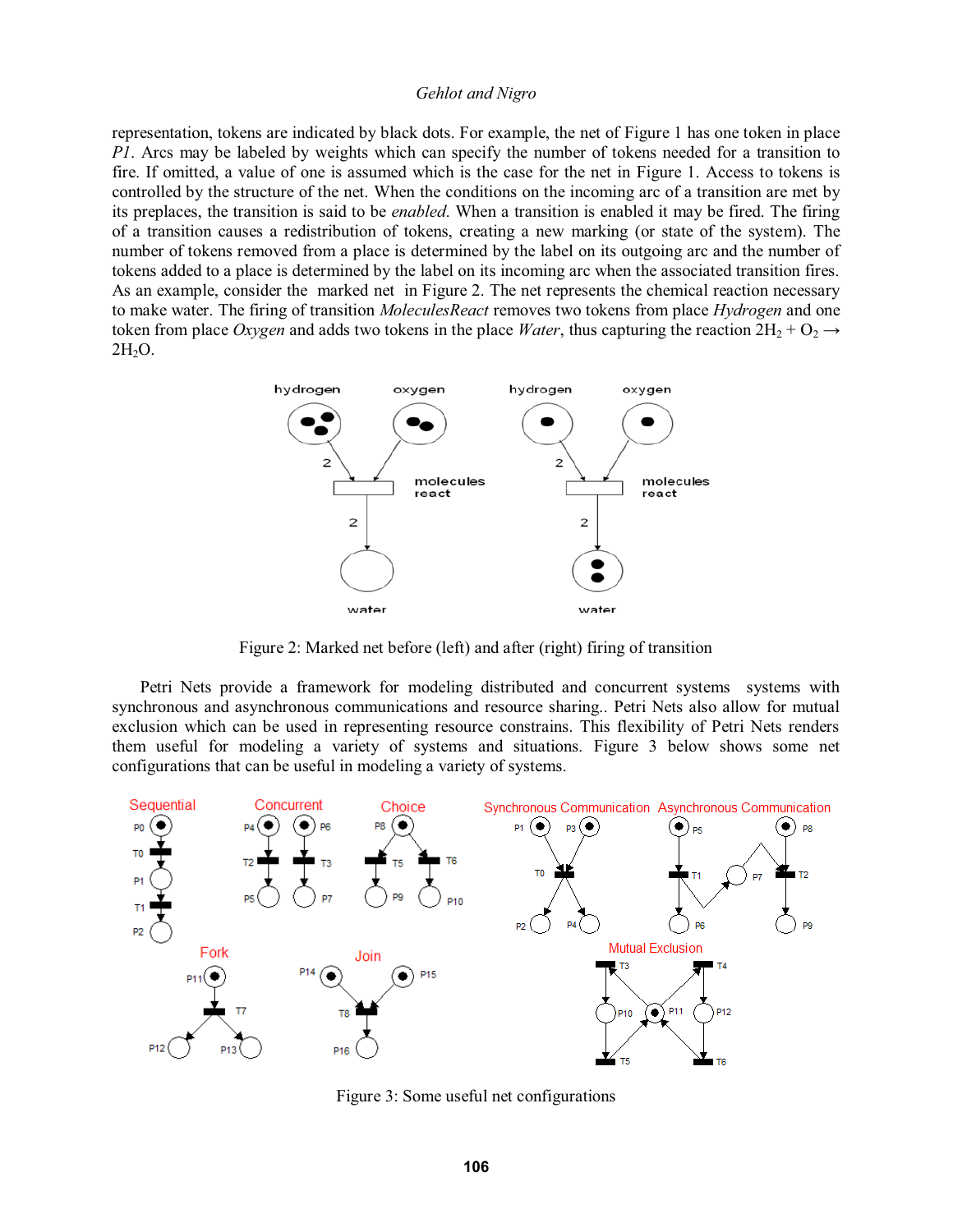representation, tokens are indicated by black dots. For example, the net of Figure 1 has one token in place *P1*. Arcs may be labeled by weights which can specify the number of tokens needed for a transition to fire. If omitted, a value of one is assumed which is the case for the net in Figure 1. Access to tokens is controlled by the structure of the net. When the conditions on the incoming arc of a transition are met by its preplaces, the transition is said to be *enabled*. When a transition is enabled it may be fired. The firing of a transition causes a redistribution of tokens, creating a new marking (or state of the system). The number of tokens removed from a place is determined by the label on its outgoing arc and the number of tokens added to a place is determined by the label on its incoming arc when the associated transition fires. As an example, consider the marked net in Figure 2. The net represents the chemical reaction necessary to make water. The firing of transition *MoleculesReact* removes two tokens from place *Hydrogen* and one token from place *Oxygen* and adds two tokens in the place *Water*, thus capturing the reaction $2H_2 + O_2 \rightarrow 2H_2O$.

hydrogen
oxygen
2
molecules react
2
water

hydrogen
oxygen
2
molecules react
2
water

Figure 2: Marked net before (left) and after (right) firing of transition

Petri Nets provide a framework for modeling distributed and concurrent systems systems with synchronous and asynchronous communications and resource sharing.. Petri Nets also allow for mutual exclusion which can be used in representing resource constrains. This flexibility of Petri Nets renders them useful for modeling a variety of systems and situations. Figure 3 below shows some net configurations that can be useful in modeling a variety of systems.

Sequential
P0
T0
P1
T1
P2

Concurrent
P4
P6
T2
T3
P5
P7

Choice
P8
T5
T6
P9
P10

Synchronous Communication
P1
P3
T0
P2
P4

Asynchronous Communication
P5
P8
T1
P7
T2
P6
P9

Fork
P11
T7
P12
P13

Join
P14
P15
T8
P16

Mutual Exclusion
T3
T4
P10
P11
P12
T5
T6

Figure 3: Some useful net configurations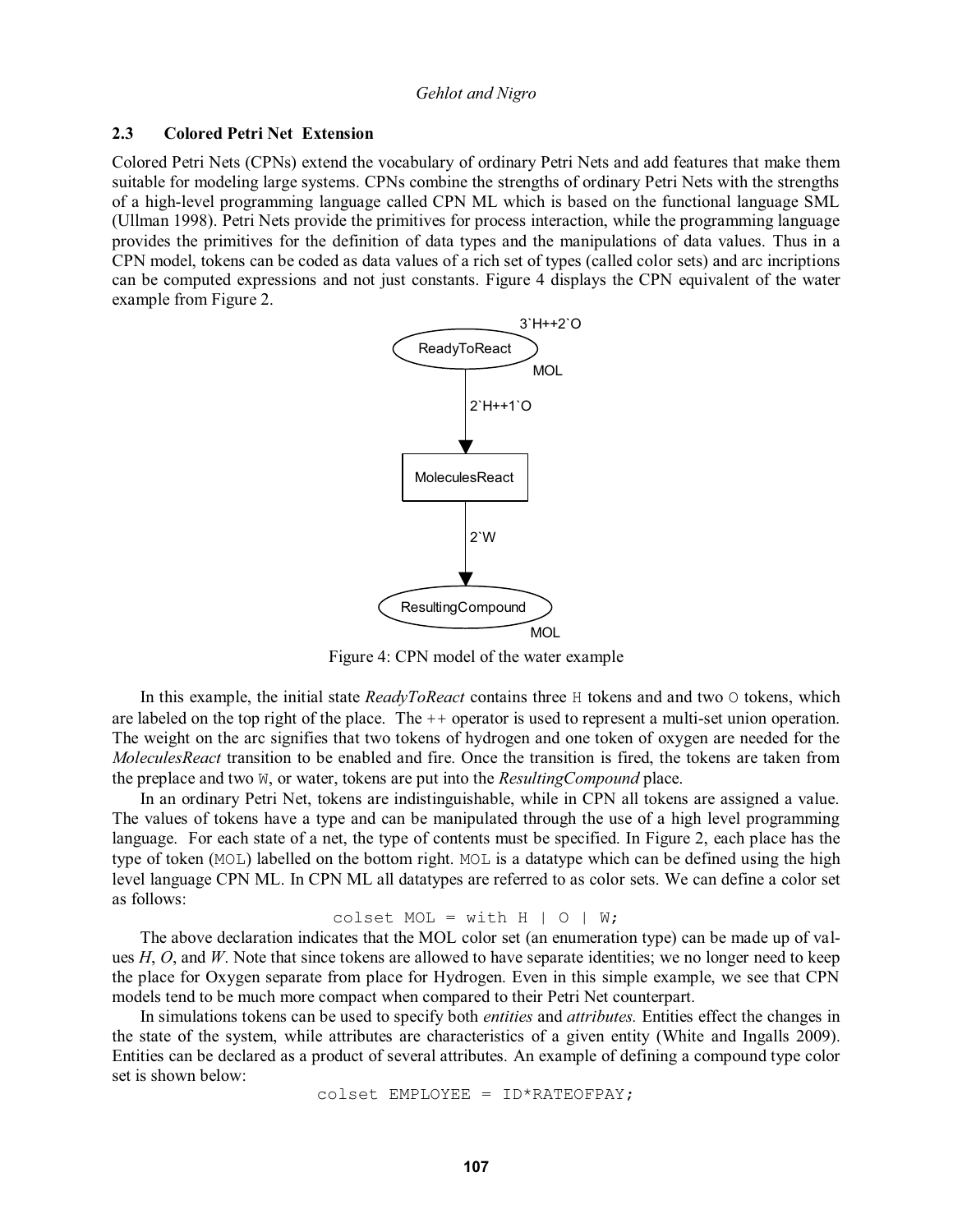### 2.3 Colored Petri Net Extension

Colored Petri Nets (CPNs) extend the vocabulary of ordinary Petri Nets and add features that make them suitable for modeling large systems. CPNs combine the strengths of ordinary Petri Nets with the strengths of a high-level programming language called CPN ML which is based on the functional language SML (Ullman 1998). Petri Nets provide the primitives for process interaction, while the programming language provides the primitives for the definition of data types and the manipulations of data values. Thus in a CPN model, tokens can be coded as data values of a rich set of types (called color sets) and arc incriptions can be computed expressions and not just constants. Figure 4 displays the CPN equivalent of the water example from Figure 2.

3`H++2`O

ReadyToReact

MOL

2`H++1`O

MoleculesReact

2`W

ResultingCompound

MOL

Figure 4: CPN model of the water example

In this example, the initial state *ReadyToReact* contains three `H` tokens and and two `O` tokens, which are labeled on the top right of the place. The ++ operator is used to represent a multi-set union operation. The weight on the arc signifies that two tokens of hydrogen and one token of oxygen are needed for the *MoleculesReact* transition to be enabled and fire. Once the transition is fired, the tokens are taken from the preplace and two `W`, or water, tokens are put into the *ResultingCompound* place.

In an ordinary Petri Net, tokens are indistinguishable, while in CPN all tokens are assigned a value. The values of tokens have a type and can be manipulated through the use of a high level programming language. For each state of a net, the type of contents must be specified. In Figure 2, each place has the type of token (`MOL`) labelled on the bottom right. `MOL` is a datatype which can be defined using the high level language CPN ML. In CPN ML all datatypes are referred to as color sets. We can define a color set as follows:

```
colset MOL = with H | O | W;
```

The above declaration indicates that the MOL color set (an enumeration type) can be made up of values *H*, *O*, and *W*. Note that since tokens are allowed to have separate identities; we no longer need to keep the place for Oxygen separate from place for Hydrogen. Even in this simple example, we see that CPN models tend to be much more compact when compared to their Petri Net counterpart.

In simulations tokens can be used to specify both *entities* and *attributes.* Entities effect the changes in the state of the system, while attributes are characteristics of a given entity (White and Ingalls 2009). Entities can be declared as a product of several attributes. An example of defining a compound type color set is shown below:

```
colset EMPLOYEE = ID*RATEOFPAY;
```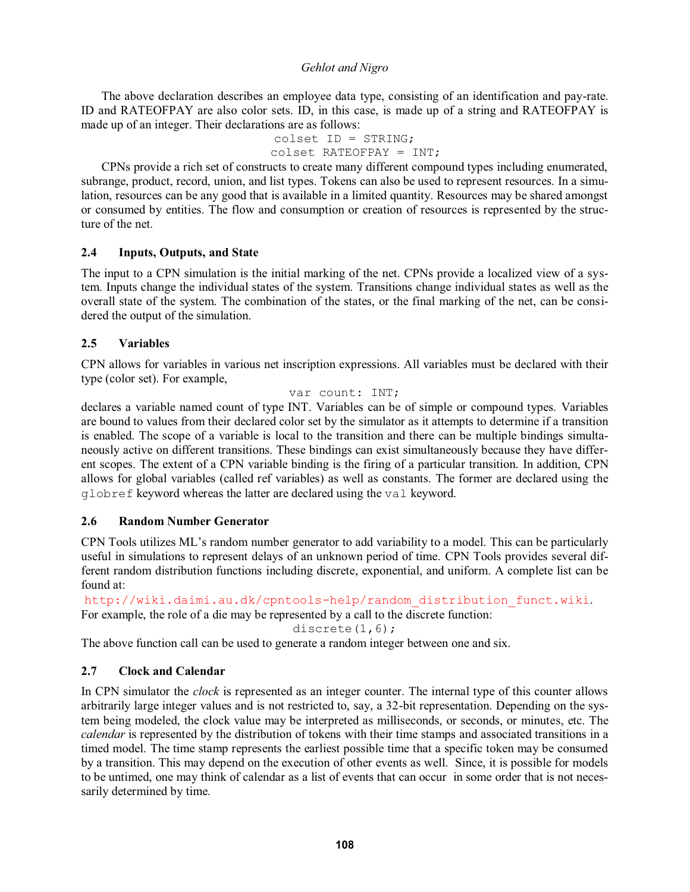The above declaration describes an employee data type, consisting of an identification and pay-rate. ID and RATEOFPAY are also color sets. ID, in this case, is made up of a string and RATEOFPAY is made up of an integer. Their declarations are as follows:

```
colset ID = STRING;
colset RATEOFPAY = INT;
```

CPNs provide a rich set of constructs to create many different compound types including enumerated, subrange, product, record, union, and list types. Tokens can also be used to represent resources. In a simulation, resources can be any good that is available in a limited quantity. Resources may be shared amongst or consumed by entities. The flow and consumption or creation of resources is represented by the structure of the net.

### 2.4 Inputs, Outputs, and State

The input to a CPN simulation is the initial marking of the net. CPNs provide a localized view of a system. Inputs change the individual states of the system. Transitions change individual states as well as the overall state of the system. The combination of the states, or the final marking of the net, can be considered the output of the simulation.

### 2.5 Variables

CPN allows for variables in various net inscription expressions. All variables must be declared with their type (color set). For example,

```
var count: INT;
```

declares a variable named count of type INT. Variables can be of simple or compound types. Variables are bound to values from their declared color set by the simulator as it attempts to determine if a transition is enabled. The scope of a variable is local to the transition and there can be multiple bindings simultaneously active on different transitions. These bindings can exist simultaneously because they have different scopes. The extent of a CPN variable binding is the firing of a particular transition. In addition, CPN allows for global variables (called ref variables) as well as constants. The former are declared using the `globref` keyword whereas the latter are declared using the `val` keyword.

### 2.6 Random Number Generator

CPN Tools utilizes ML's random number generator to add variability to a model. This can be particularly useful in simulations to represent delays of an unknown period of time. CPN Tools provides several different random distribution functions including discrete, exponential, and uniform. A complete list can be found at:

http://wiki.daimi.au.dk/cpntools-help/random_distribution_funct.wiki.

For example, the role of a die may be represented by a call to the discrete function:

```
discrete(1,6);
```

The above function call can be used to generate a random integer between one and six.

### 2.7 Clock and Calendar

In CPN simulator the *clock* is represented as an integer counter. The internal type of this counter allows arbitrarily large integer values and is not restricted to, say, a 32-bit representation. Depending on the system being modeled, the clock value may be interpreted as milliseconds, or seconds, or minutes, etc. The *calendar* is represented by the distribution of tokens with their time stamps and associated transitions in a timed model. The time stamp represents the earliest possible time that a specific token may be consumed by a transition. This may depend on the execution of other events as well. Since, it is possible for models to be untimed, one may think of calendar as a list of events that can occur in some order that is not necessarily determined by time.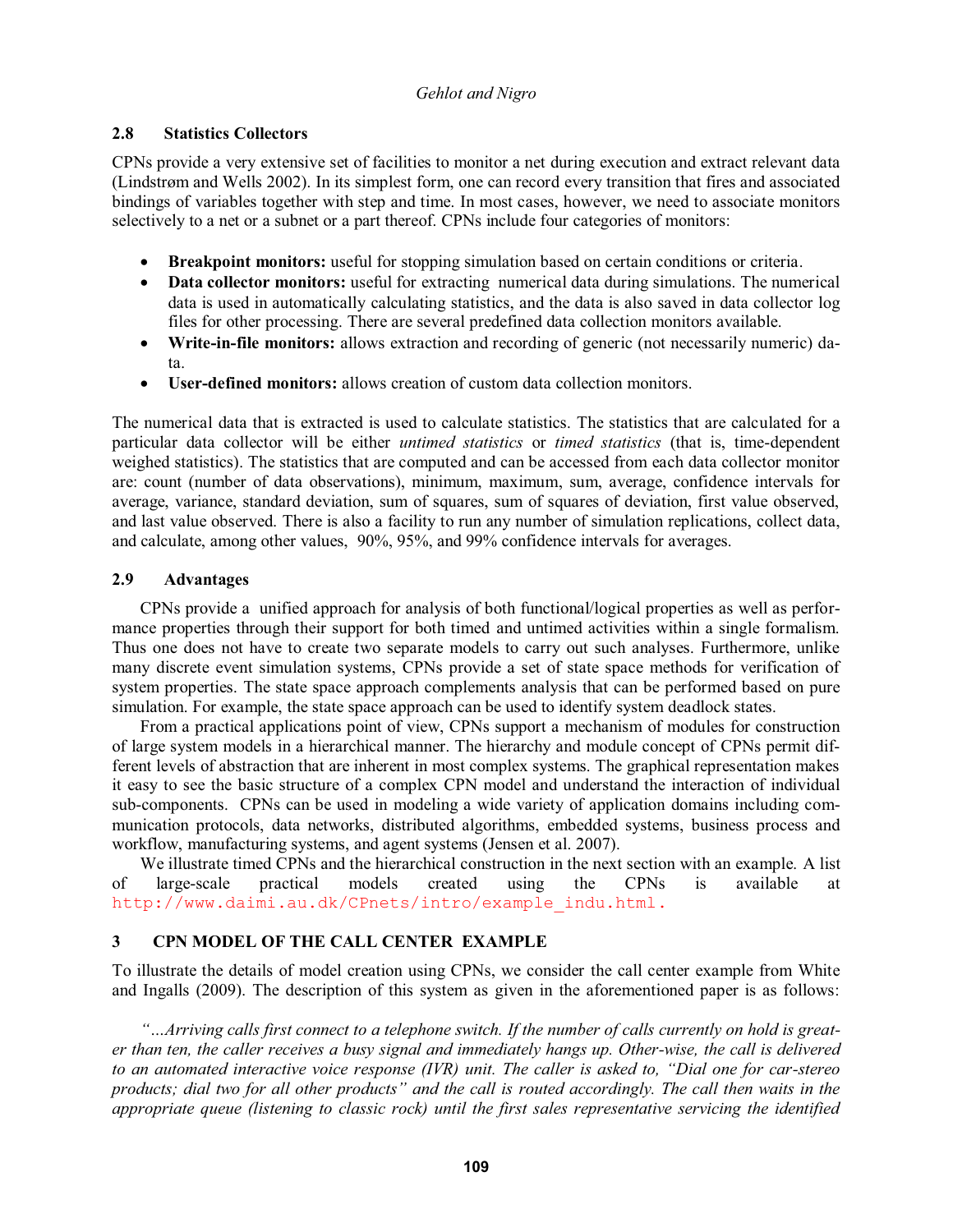### 2.8 Statistics Collectors

CPNs provide a very extensive set of facilities to monitor a net during execution and extract relevant data (Lindstrøm and Wells 2002). In its simplest form, one can record every transition that fires and associated bindings of variables together with step and time. In most cases, however, we need to associate monitors selectively to a net or a subnet or a part thereof. CPNs include four categories of monitors:

- **Breakpoint monitors:** useful for stopping simulation based on certain conditions or criteria.
- **Data collector monitors:** useful for extracting numerical data during simulations. The numerical data is used in automatically calculating statistics, and the data is also saved in data collector log files for other processing. There are several predefined data collection monitors available.
- **Write-in-file monitors:** allows extraction and recording of generic (not necessarily numeric) data.
- **User-defined monitors:** allows creation of custom data collection monitors.

The numerical data that is extracted is used to calculate statistics. The statistics that are calculated for a particular data collector will be either *untimed statistics* or *timed statistics* (that is, time-dependent weighed statistics). The statistics that are computed and can be accessed from each data collector monitor are: count (number of data observations), minimum, maximum, sum, average, confidence intervals for average, variance, standard deviation, sum of squares, sum of squares of deviation, first value observed, and last value observed. There is also a facility to run any number of simulation replications, collect data, and calculate, among other values, 90%, 95%, and 99% confidence intervals for averages.

### 2.9 Advantages

CPNs provide a unified approach for analysis of both functional/logical properties as well as performance properties through their support for both timed and untimed activities within a single formalism. Thus one does not have to create two separate models to carry out such analyses. Furthermore, unlike many discrete event simulation systems, CPNs provide a set of state space methods for verification of system properties. The state space approach complements analysis that can be performed based on pure simulation. For example, the state space approach can be used to identify system deadlock states.

From a practical applications point of view, CPNs support a mechanism of modules for construction of large system models in a hierarchical manner. The hierarchy and module concept of CPNs permit different levels of abstraction that are inherent in most complex systems. The graphical representation makes it easy to see the basic structure of a complex CPN model and understand the interaction of individual sub-components. CPNs can be used in modeling a wide variety of application domains including communication protocols, data networks, distributed algorithms, embedded systems, business process and workflow, manufacturing systems, and agent systems (Jensen et al. 2007).

We illustrate timed CPNs and the hierarchical construction in the next section with an example. A list of large-scale practical models created using the CPNs is available at http://www.daimi.au.dk/CPnets/intro/example_indu.html.

## 3 CPN MODEL OF THE CALL CENTER EXAMPLE

To illustrate the details of model creation using CPNs, we consider the call center example from White and Ingalls (2009). The description of this system as given in the aforementioned paper is as follows:

*"…Arriving calls first connect to a telephone switch. If the number of calls currently on hold is greater than ten, the caller receives a busy signal and immediately hangs up. Other-wise, the call is delivered to an automated interactive voice response (IVR) unit. The caller is asked to, "Dial one for car-stereo products; dial two for all other products" and the call is routed accordingly. The call then waits in the appropriate queue (listening to classic rock) until the first sales representative servicing the identified*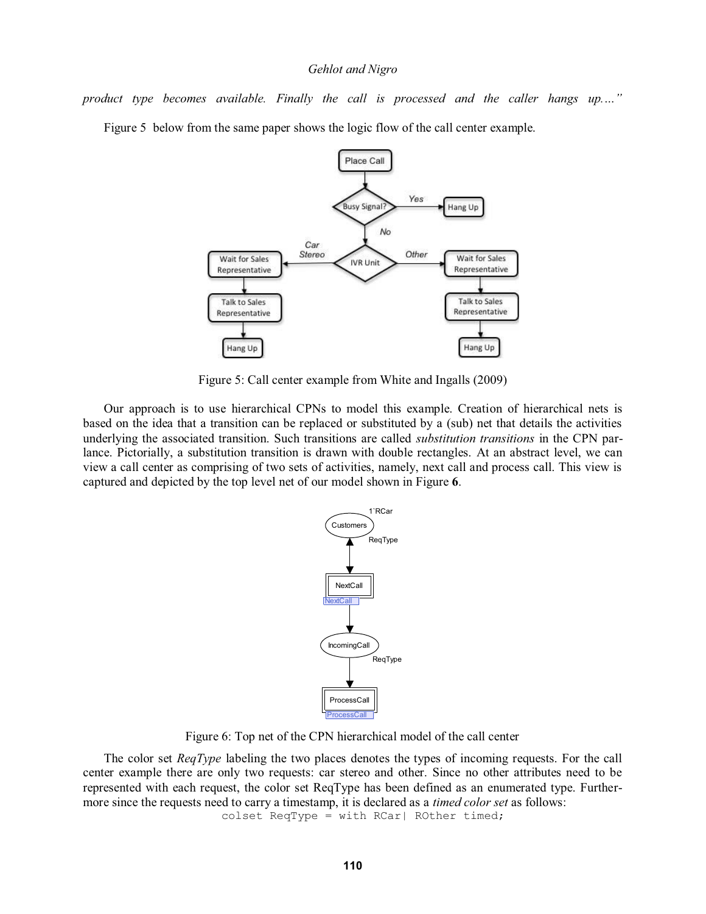*product type becomes available. Finally the call is processed and the caller hangs up.…"*

Figure 5 below from the same paper shows the logic flow of the call center example.

Place Call
Busy Signal?
Yes
Hang Up
No
Car Stereo
IVR Unit
Other
Wait for Sales Representative
Talk to Sales Representative
Hang Up
Wait for Sales Representative
Talk to Sales Representative
Hang Up

Figure 5: Call center example from White and Ingalls (2009)

Our approach is to use hierarchical CPNs to model this example. Creation of hierarchical nets is based on the idea that a transition can be replaced or substituted by a (sub) net that details the activities underlying the associated transition. Such transitions are called *substitution transitions* in the CPN parlance. Pictorially, a substitution transition is drawn with double rectangles. At an abstract level, we can view a call center as comprising of two sets of activities, namely, next call and process call. This view is captured and depicted by the top level net of our model shown in Figure **6**.

1`RCar
Customers
ReqType
NextCall
NextCall
IncomingCall
ReqType
ProcessCall
ProcessCall

Figure 6: Top net of the CPN hierarchical model of the call center

The color set *ReqType* labeling the two places denotes the types of incoming requests. For the call center example there are only two requests: car stereo and other. Since no other attributes need to be represented with each request, the color set ReqType has been defined as an enumerated type. Furthermore since the requests need to carry a timestamp, it is declared as a *timed color set* as follows:

```
colset ReqType = with RCar| ROther timed;
```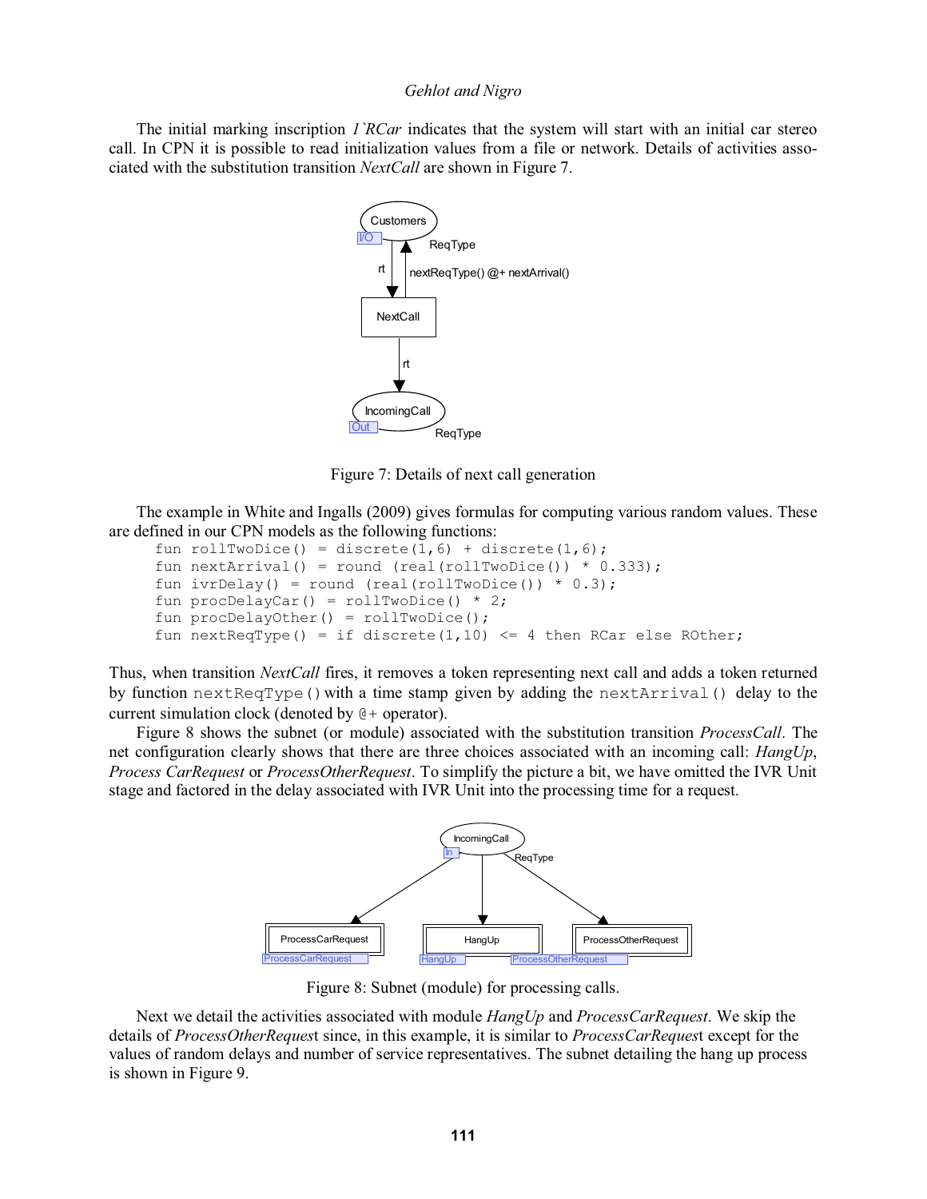The initial marking inscription *1`RCar* indicates that the system will start with an initial car stereo call. In CPN it is possible to read initialization values from a file or network. Details of activities associated with the substitution transition *NextCall* are shown in Figure 7.

Customers
I/O
ReqType
rt
nextReqType() @+ nextArrival()
NextCall
rt
IncomingCall
Out
ReqType

Figure 7: Details of next call generation

The example in White and Ingalls (2009) gives formulas for computing various random values. These are defined in our CPN models as the following functions:

```
fun rollTwoDice() = discrete(1,6) + discrete(1,6);
fun nextArrival() = round (real(rollTwoDice()) * 0.333);
fun ivrDelay() = round (real(rollTwoDice()) * 0.3);
fun procDelayCar() = rollTwoDice() * 2;
fun procDelayOther() = rollTwoDice();
fun nextReqType() = if discrete(1,10) <= 4 then RCar else ROther;
```

Thus, when transition *NextCall* fires, it removes a token representing next call and adds a token returned by function `nextReqType()` with a time stamp given by adding the `nextArrival()` delay to the current simulation clock (denoted by `@+` operator).

Figure 8 shows the subnet (or module) associated with the substitution transition *ProcessCall*. The net configuration clearly shows that there are three choices associated with an incoming call: *HangUp*, *Process CarRequest* or *ProcessOtherRequest*. To simplify the picture a bit, we have omitted the IVR Unit stage and factored in the delay associated with IVR Unit into the processing time for a request.

IncomingCall
In
ReqType
ProcessCarRequest
ProcessCarRequest
HangUp
HangUp
ProcessOtherRequest
ProcessOtherRequest

Figure 8: Subnet (module) for processing calls.

Next we detail the activities associated with module *HangUp* and *ProcessCarRequest*. We skip the details of *ProcessOtherRequest* since, in this example, it is similar to *ProcessCarRequest* except for the values of random delays and number of service representatives. The subnet detailing the hang up process is shown in Figure 9.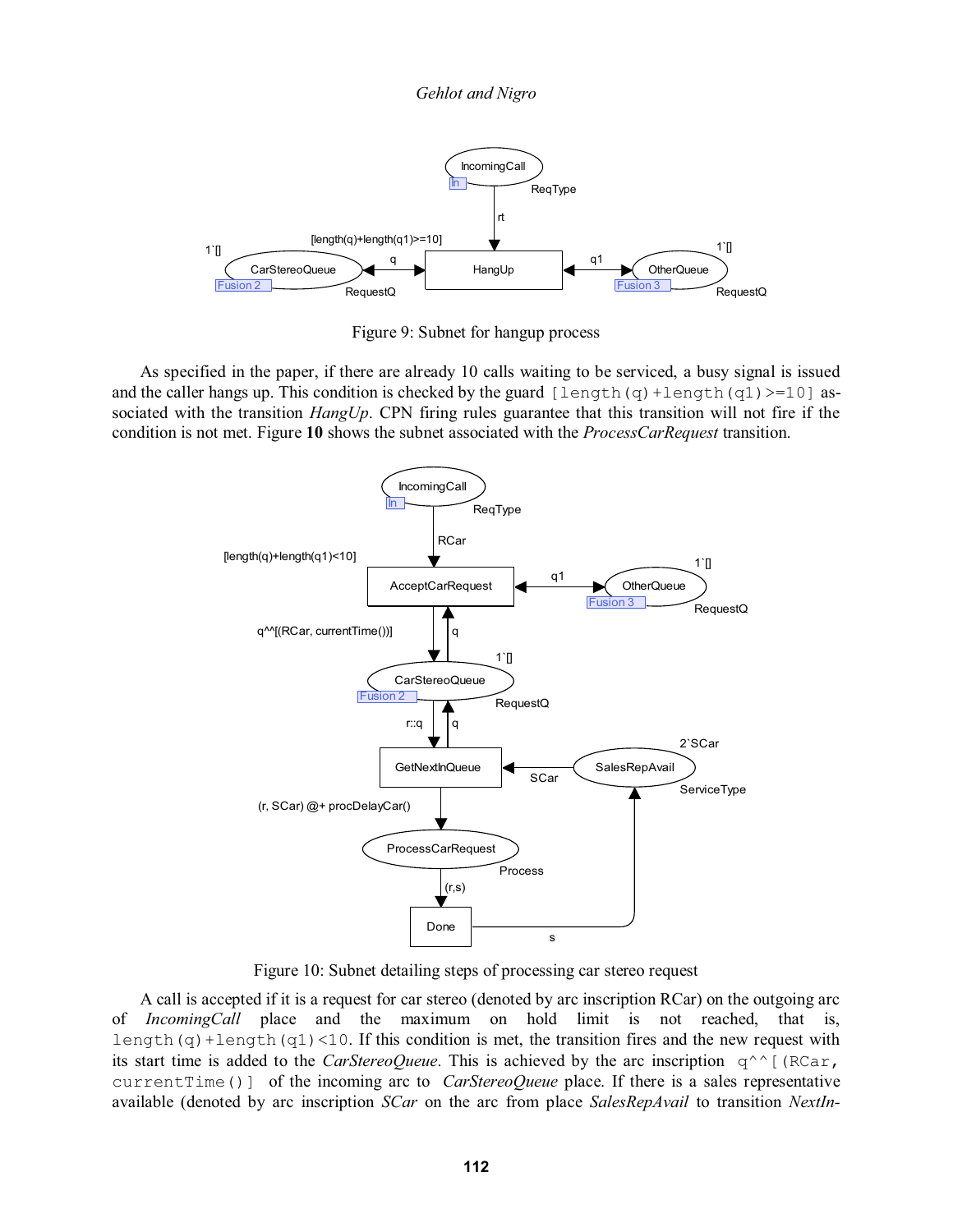IncomingCall
In
ReqType
rt
[length(q)+length(q1)>=10]
1`[]
CarStereoQueue
Fusion 2
q
HangUp
q1
1`[]
OtherQueue
Fusion 3
RequestQ
RequestQ

Figure 9: Subnet for hangup process

As specified in the paper, if there are already 10 calls waiting to be serviced, a busy signal is issued and the caller hangs up. This condition is checked by the guard `[length(q)+length(q1)>=10]` associated with the transition *HangUp*. CPN firing rules guarantee that this transition will not fire if the condition is not met. Figure **10** shows the subnet associated with the *ProcessCarRequest* transition.

IncomingCall
In
ReqType
RCar
[length(q)+length(q1)<10]
AcceptCarRequest
q1
1`[]
OtherQueue
Fusion 3
RequestQ
q^^[(RCar, currentTime())]
q
1`[]
CarStereoQueue
Fusion 2
RequestQ
r::q
q
2`SCar
GetNextInQueue
SCar
SalesRepAvail
ServiceType
(r, SCar) @+ procDelayCar()
ProcessCarRequest
Process
(r,s)
Done
s

Figure 10: Subnet detailing steps of processing car stereo request

A call is accepted if it is a request for car stereo (denoted by arc inscription RCar) on the outgoing arc of *IncomingCall* place and the maximum on hold limit is not reached, that is, `length(q)+length(q1)<10`. If this condition is met, the transition fires and the new request with its start time is added to the *CarStereoQueue*. This is achieved by the arc inscription `q^^[(RCar, currentTime()]` of the incoming to *CarStereoQueue* place. If there is a sales representative available (denoted by arc inscription *SCar* on the arc from place *SalesRepAvail* to transition *NextIn-*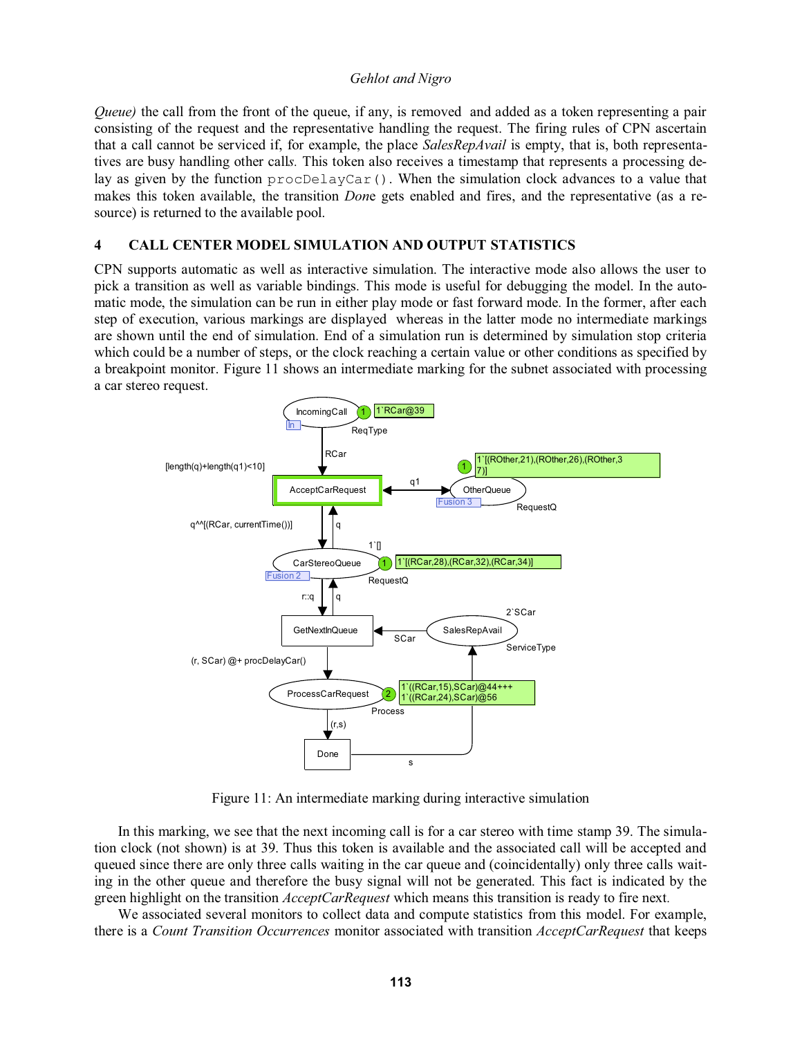*Queue)* the call from the front of the queue, if any, is removed and added as a token representing a pair consisting of the request and the representative handling the request. The firing rules of CPN ascertain that a call cannot be serviced if, for example, the place *SalesRepAvail* is empty, that is, both representatives are busy handling other calls. This token also receives a timestamp that represents a processing delay as given by the function `procDelayCar()`. When the simulation clock advances to a value that makes this token available, the transition *Done* gets enabled and fires, and the representative (as a resource) is returned to the available pool.

## 4 CALL CENTER MODEL SIMULATION AND OUTPUT STATISTICS

CPN supports automatic as well as interactive simulation. The interactive mode also allows the user to pick a transition as well as variable bindings. This mode is useful for debugging the model. In the automatic mode, the simulation can be run in either play mode or fast forward mode. In the former, after each step of execution, various markings are displayed whereas in the latter mode no intermediate markings are shown until the end of simulation. End of a simulation run is determined by simulation stop criteria which could be a number of steps, or the clock reaching a certain value or other conditions as specified by a breakpoint monitor. Figure 11 shows an intermediate marking for the subnet associated with processing a car stereo request.

Figure 11: An intermediate marking during interactive simulation

In this marking, we see that the next incoming call is for a car stereo with time stamp 39. The simulation clock (not shown) is at 39. Thus this token is available and the associated call will be accepted and queued since there are only three calls waiting in the car queue and (coincidentally) only three calls waiting in the other queue and therefore the busy signal will not be generated. This fact is indicated by the green highlight on the transition *AcceptCarRequest* which means this transition is ready to fire next.

We associated several monitors to collect data and compute statistics from this model. For example, there is a *Count Transition Occurrences* monitor associated with transition *AcceptCarRequest* that keeps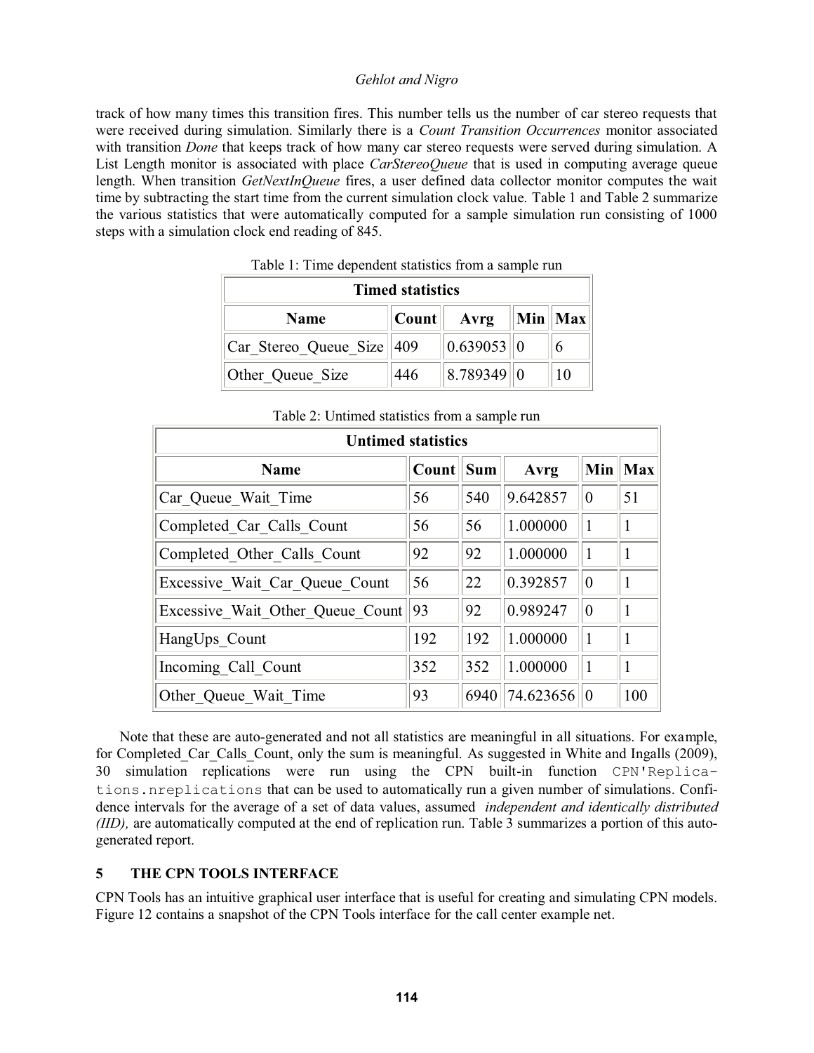track of how many times this transition fires. This number tells us the number of car stereo requests that were received during simulation. Similarly there is a *Count Transition Occurrences* monitor associated with transition *Done* that keeps track of how many car stereo requests were served during simulation. A List Length monitor is associated with place *CarStereoQueue* that is used in computing average queue length. When transition *GetNextInQueue* fires, a user defined data collector monitor computes the wait time by subtracting the start time from the current simulation clock value. Table 1 and Table 2 summarize the various statistics that were automatically computed for a sample simulation run consisting of 1000 steps with a simulation clock end reading of 845.

Table 1: Time dependent statistics from a sample run

| **Timed statistics** | | | | |
|---|---|---|---|---|
| **Name** | **Count** | **Avrg** | **Min** | **Max** |
| Car_Stereo_Queue_Size | 409 | 0.639053 | 0 | 6 |
| Other_Queue_Size | 446 | 8.789349 | 0 | 10 |

Table 2: Untimed statistics from a sample run

| **Untimed statistics** | | | | | |
|---|---|---|---|---|---|
| **Name** | **Count** | **Sum** | **Avrg** | **Min** | **Max** |
| Car_Queue_Wait_Time | 56 | 540 | 9.642857 | 0 | 51 |
| Completed_Car_Calls_Count | 56 | 56 | 1.000000 | 1 | 1 |
| Completed_Other_Calls_Count | 92 | 92 | 1.000000 | 1 | 1 |
| Excessive_Wait_Car_Queue_Count | 56 | 22 | 0.392857 | 0 | 1 |
| Excessive_Wait_Other_Queue_Count | 93 | 92 | 0.989247 | 0 | 1 |
| HangUps_Count | 192 | 192 | 1.000000 | 1 | 1 |
| Incoming_Call_Count | 352 | 352 | 1.000000 | 1 | 1 |
| Other_Queue_Wait_Time | 93 | 6940 | 74.623656 | 0 | 100 |

Note that these are auto-generated and not all statistics are meaningful in all situations. For example, for Completed_Car_Calls_Count, only the sum is meaningful. As suggested in White and Ingalls (2009), 30 simulation replications were run using the CPN built-in function `CPN'Replications.nreplications` that can be used to automatically run a given number of simulations. Confidence intervals for the average of a set of data values, assumed *independent and identically distributed (IID),* are automatically computed at the end of replication run. Table 3 summarizes a portion of this auto-generated report.

## 5 THE CPN TOOLS INTERFACE

CPN Tools has an intuitive graphical user interface that is useful for creating and simulating CPN models. Figure 12 contains a snapshot of the CPN Tools interface for the call center example net.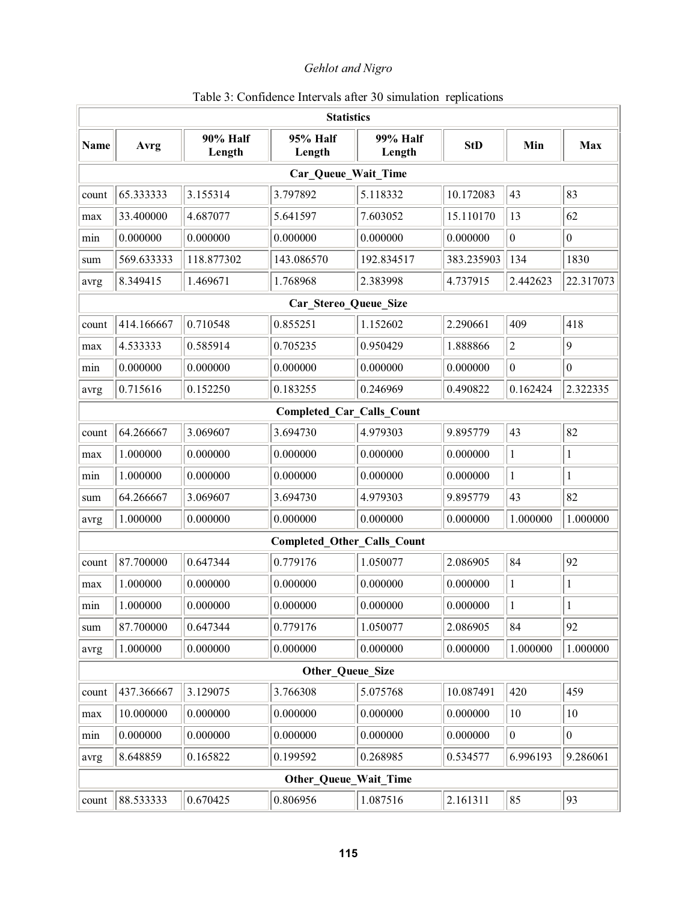Table 3: Confidence Intervals after 30 simulation replications

| Statistics | | | | | | | |
|---|---|---|---|---|---|---|---|
| **Name** | **Avrg** | **90% Half Length** | **95% Half Length** | **99% Half Length** | **StD** | **Min** | **Max** |
| **Car_Queue_Wait_Time** | | | | | | | |
| count | 65.333333 | 3.155314 | 3.797892 | 5.118332 | 10.172083 | 43 | 83 |
| max | 33.400000 | 4.687077 | 5.641597 | 7.603052 | 15.110170 | 13 | 62 |
| min | 0.000000 | 0.000000 | 0.000000 | 0.000000 | 0.000000 | 0 | 0 |
| sum | 569.633333 | 118.877302 | 143.086570 | 192.834517 | 383.235903 | 134 | 1830 |
| avrg | 8.349415 | 1.469671 | 1.768968 | 2.383998 | 4.737915 | 2.442623 | 22.317073 |
| **Car_Stereo_Queue_Size** | | | | | | | |
| count | 414.166667 | 0.710548 | 0.855251 | 1.152602 | 2.290661 | 409 | 418 |
| max | 4.533333 | 0.585914 | 0.705235 | 0.950429 | 1.888866 | 2 | 9 |
| min | 0.000000 | 0.000000 | 0.000000 | 0.000000 | 0.000000 | 0 | 0 |
| avrg | 0.715616 | 0.152250 | 0.183255 | 0.246969 | 0.490822 | 0.162424 | 2.322335 |
| **Completed_Car_Calls_Count** | | | | | | | |
| count | 64.266667 | 3.069607 | 3.694730 | 4.979303 | 9.895779 | 43 | 82 |
| max | 1.000000 | 0.000000 | 0.000000 | 0.000000 | 0.000000 | 1 | 1 |
| min | 1.000000 | 0.000000 | 0.000000 | 0.000000 | 0.000000 | 1 | 1 |
| sum | 64.266667 | 3.069607 | 3.694730 | 4.979303 | 9.895779 | 43 | 82 |
| avrg | 1.000000 | 0.000000 | 0.000000 | 0.000000 | 0.000000 | 1.000000 | 1.000000 |
| **Completed_Other_Calls_Count** | | | | | | | |
| count | 87.700000 | 0.647344 | 0.779176 | 1.050077 | 2.086905 | 84 | 92 |
| max | 1.000000 | 0.000000 | 0.000000 | 0.000000 | 0.000000 | 1 | 1 |
| min | 1.000000 | 0.000000 | 0.000000 | 0.000000 | 0.000000 | 1 | 1 |
| sum | 87.700000 | 0.647344 | 0.779176 | 1.050077 | 2.086905 | 84 | 92 |
| avrg | 1.000000 | 0.000000 | 0.000000 | 0.000000 | 0.000000 | 1.000000 | 1.000000 |
| **Other_Queue_Size** | | | | | | | |
| count | 437.366667 | 3.129075 | 3.766308 | 5.075768 | 10.087491 | 420 | 459 |
| max | 10.000000 | 0.000000 | 0.000000 | 0.000000 | 0.000000 | 10 | 10 |
| min | 0.000000 | 0.000000 | 0.000000 | 0.000000 | 0.000000 | 0 | 0 |
| avrg | 8.648859 | 0.165822 | 0.199592 | 0.268985 | 0.534577 | 6.996193 | 9.286061 |
| **Other_Queue_Wait_Time** | | | | | | | |
| count | 88.533333 | 0.670425 | 0.806956 | 1.087516 | 2.161311 | 85 | 93 |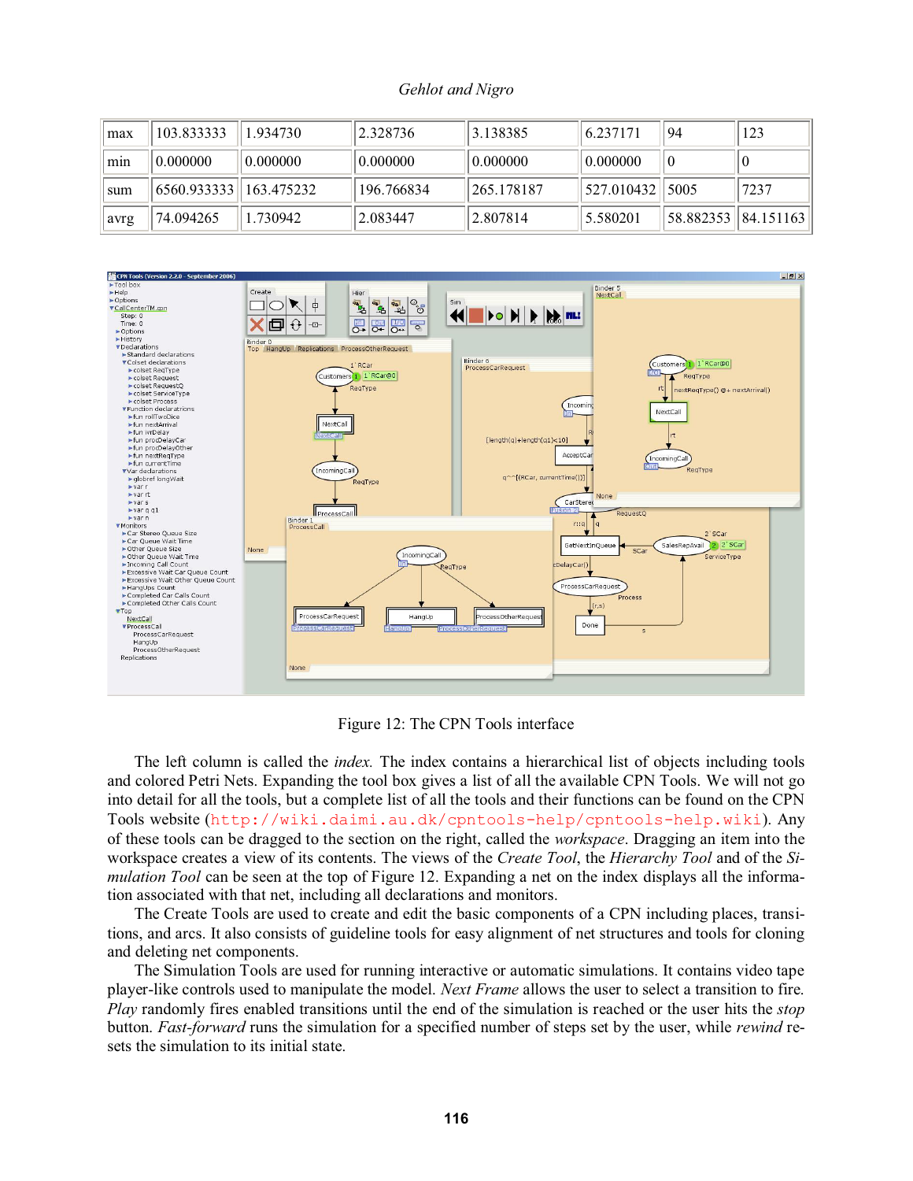| | | | | | | | |
|---|---|---|---|---|---|---|---|
| max | 103.833333 | 1.934730 | 2.328736 | 3.138385 | 6.237171 | 94 | 123 |
| min | 0.000000 | 0.000000 | 0.000000 | 0.000000 | 0.000000 | 0 | 0 |
| sum | 6560.933333 | 163.475232 | 196.766834 | 265.178187 | 527.010432 | 5005 | 7237 |
| avrg | 74.094265 | 1.730942 | 2.083447 | 2.807814 | 5.580201 | 58.882353 | 84.151163 |

Figure 12: The CPN Tools interface

The left column is called the *index.* The index contains a hierarchical list of objects including tools and colored Petri Nets. Expanding the tool box gives a list of all the available CPN Tools. We will not go into detail for all the tools, but a complete list of all the tools and their functions can be found on the CPN Tools website (http://wiki.daimi.au.dk/cpntools-help/cpntools-help.wiki). Any of these tools can be dragged to the section on the right, called the *workspace*. Dragging an item into the workspace creates a view of its contents. The views of the *Create Tool*, the *Hierarchy Tool* and of the *Simulation Tool* can be seen at the top of Figure 12. Expanding a net on the index displays all the information associated with that net, including all declarations and monitors.

The Create Tools are used to create and edit the basic components of a CPN including places, transitions, and arcs. It also consists of guideline tools for easy alignment of net structures and tools for cloning and deleting net components.

The Simulation Tools are used for running interactive or automatic simulations. It contains video tape player-like controls used to manipulate the model. *Next Frame* allows the user to select a transition to fire. *Play* randomly fires enabled transitions until the end of the simulation is reached or the user hits the *stop* button. *Fast-forward* runs the simulation for a specified number of steps set by the user, while *rewind* resets the simulation to its initial state.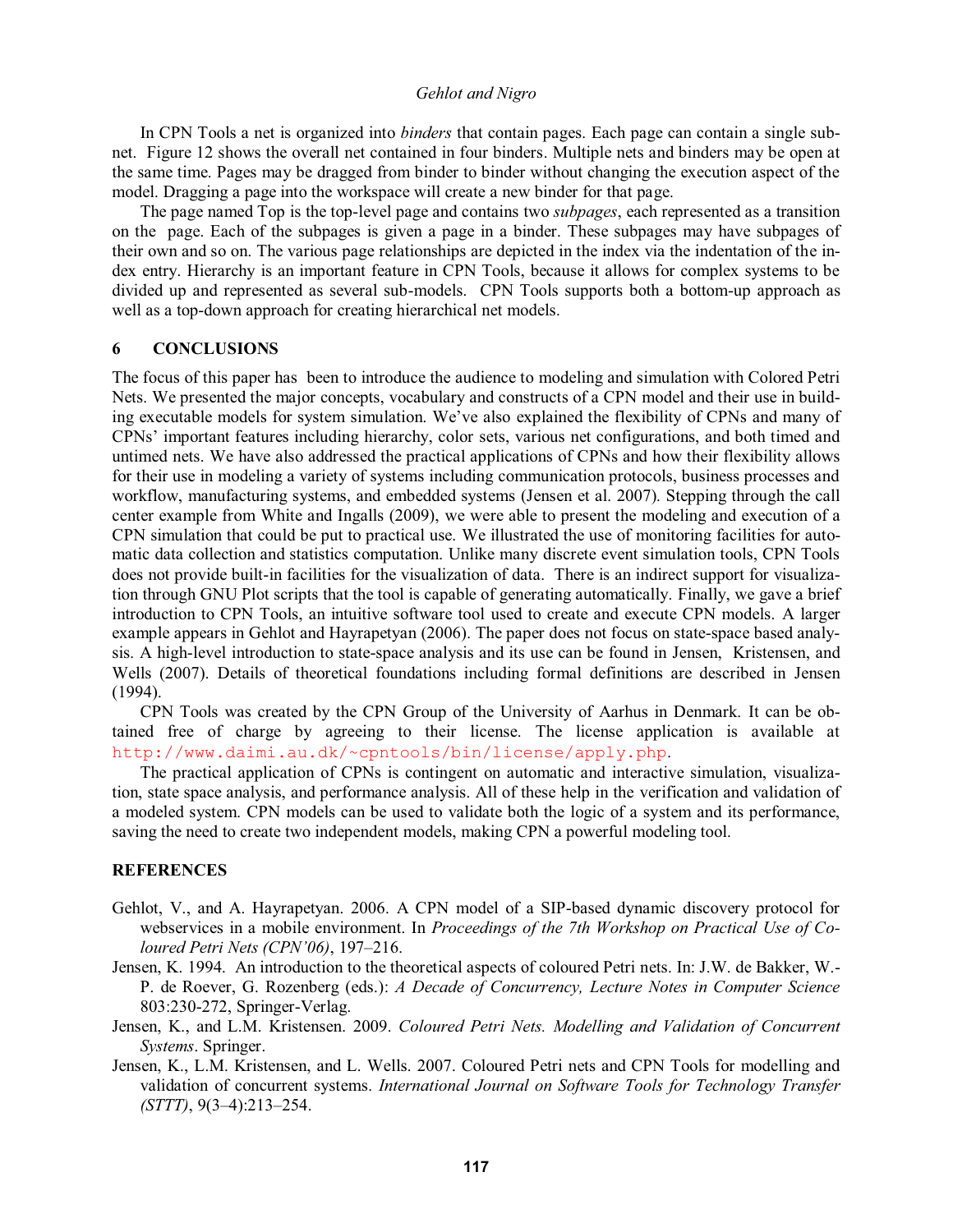In CPN Tools a net is organized into *binders* that contain pages. Each page can contain a single subnet. Figure 12 shows the overall net contained in four binders. Multiple nets and binders may be open at the same time. Pages may be dragged from binder to binder without changing the execution aspect of the model. Dragging a page into the workspace will create a new binder for that page.

The page named Top is the top-level page and contains two *subpages*, each represented as a transition on the page. Each of the subpages is given a page in a binder. These subpages may have subpages of their own and so on. The various page relationships are depicted in the index via the indentation of the index entry. Hierarchy is an important feature in CPN Tools, because it allows for complex systems to be divided up and represented as several sub-models. CPN Tools supports both a bottom-up approach as well as a top-down approach for creating hierarchical net models.

## 6 CONCLUSIONS

The focus of this paper has been to introduce the audience to modeling and simulation with Colored Petri Nets. We presented the major concepts, vocabulary and constructs of a CPN model and their use in building executable models for system simulation. We've also explained the flexibility of CPNs and many of CPNs' important features including hierarchy, color sets, various net configurations, and both timed and untimed nets. We have also addressed the practical applications of CPNs and how their flexibility allows for their use in modeling a variety of systems including communication protocols, business processes and workflow, manufacturing systems, and embedded systems (Jensen et al. 2007). Stepping through the call center example from White and Ingalls (2009), we were able to present the modeling and execution of a CPN simulation that could be put to practical use. We illustrated the use of monitoring facilities for automatic data collection and statistics computation. Unlike many discrete event simulation tools, CPN Tools does not provide built-in facilities for the visualization of data. There is an indirect support for visualization through GNU Plot scripts that the tool is capable of generating automatically. Finally, we gave a brief introduction to CPN Tools, an intuitive software tool used to create and execute CPN models. A larger example appears in Gehlot and Hayrapetyan (2006). The paper does not focus on state-space based analysis. A high-level introduction to state-space analysis and its use can be found in Jensen, Kristensen, and Wells (2007). Details of theoretical foundations including formal definitions are described in Jensen (1994).

CPN Tools was created by the CPN Group of the University of Aarhus in Denmark. It can be obtained free of charge by agreeing to their license. The license application is available at http://www.daimi.au.dk/~cpntools/bin/license/apply.php.

The practical application of CPNs is contingent on automatic and interactive simulation, visualization, state space analysis, and performance analysis. All of these help in the verification and validation of a modeled system. CPN models can be used to validate both the logic of a system and its performance, saving the need to create two independent models, making CPN a powerful modeling tool.

## REFERENCES

Gehlot, V., and A. Hayrapetyan. 2006. A CPN model of a SIP-based dynamic discovery protocol for webservices in a mobile environment. In *Proceedings of the 7th Workshop on Practical Use of Coloured Petri Nets (CPN'06)*, 197–216.

Jensen, K. 1994. An introduction to the theoretical aspects of coloured Petri nets. In: J.W. de Bakker, W.-P. de Roever, G. Rozenberg (eds.): *A Decade of Concurrency, Lecture Notes in Computer Science* 803:230-272, Springer-Verlag.

Jensen, K., and L.M. Kristensen. 2009. *Coloured Petri Nets. Modelling and Validation of Concurrent Systems*. Springer.

Jensen, K., L.M. Kristensen, and L. Wells. 2007. Coloured Petri nets and CPN Tools for modelling and validation of concurrent systems. *International Journal on Software Tools for Technology Transfer (STTT)*, 9(3–4):213–254.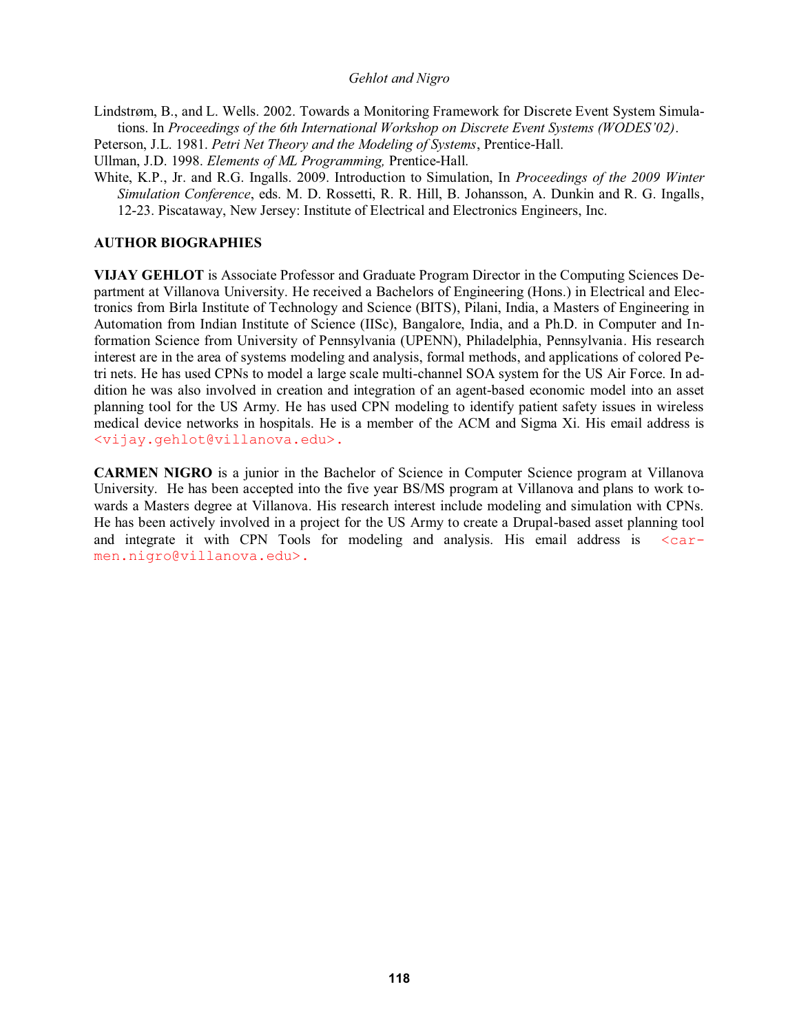Lindstrøm, B., and L. Wells. 2002. Towards a Monitoring Framework for Discrete Event System Simulations. In *Proceedings of the 6th International Workshop on Discrete Event Systems (WODES'02)*.

Peterson, J.L. 1981. *Petri Net Theory and the Modeling of Systems*, Prentice-Hall.

Ullman, J.D. 1998. *Elements of ML Programming,* Prentice-Hall.

White, K.P., Jr. and R.G. Ingalls. 2009. Introduction to Simulation, In *Proceedings of the 2009 Winter Simulation Conference*, eds. M. D. Rossetti, R. R. Hill, B. Johansson, A. Dunkin and R. G. Ingalls, 12-23. Piscataway, New Jersey: Institute of Electrical and Electronics Engineers, Inc.

## AUTHOR BIOGRAPHIES

**VIJAY GEHLOT** is Associate Professor and Graduate Program Director in the Computing Sciences Department at Villanova University. He received a Bachelors of Engineering (Hons.) in Electrical and Electronics from Birla Institute of Technology and Science (BITS), Pilani, India, a Masters of Engineering in Automation from Indian Institute of Science (IISc), Bangalore, India, and a Ph.D. in Computer and Information Science from University of Pennsylvania (UPENN), Philadelphia, Pennsylvania. His research interest are in the area of systems modeling and analysis, formal methods, and applications of colored Petri nets. He has used CPNs to model a large scale multi-channel SOA system for the US Air Force. In addition he was also involved in creation and integration of an agent-based economic model into an asset planning tool for the US Army. He has used CPN modeling to identify patient safety issues in wireless medical device networks in hospitals. He is a member of the ACM and Sigma Xi. His email address is <vijay.gehlot@villanova.edu>.

**CARMEN NIGRO** is a junior in the Bachelor of Science in Computer Science program at Villanova University. He has been accepted into the five year BS/MS program at Villanova and plans to work towards a Masters degree at Villanova. His research interest include modeling and simulation with CPNs. He has been actively involved in a project for the US Army to create a Drupal-based asset planning tool and integrate it with CPN Tools for modeling and analysis. His email address is <carmen.nigro@villanova.edu>.